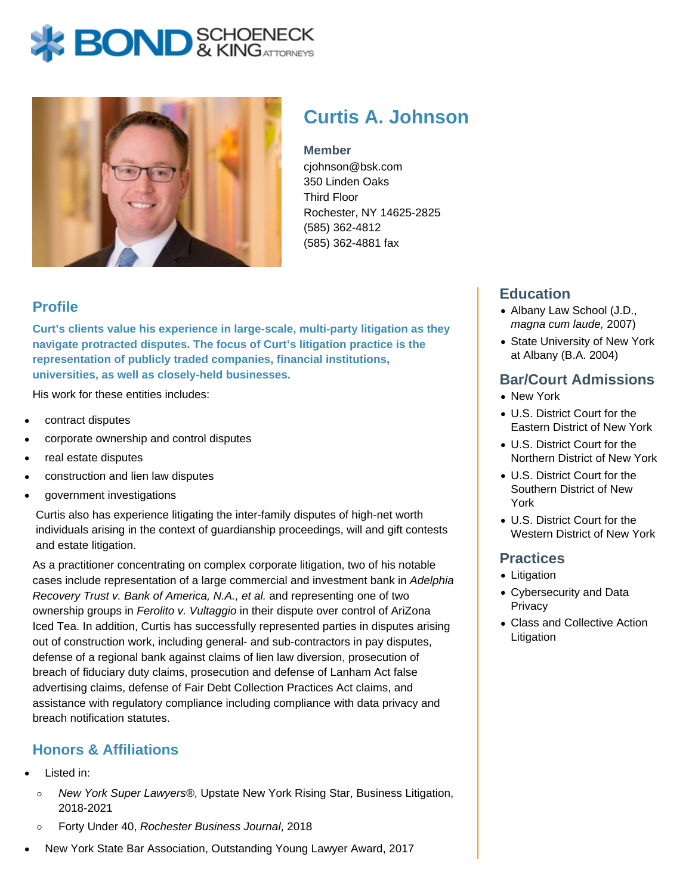# Curtis A. Johnson

**Member**
cjohnson@bsk.com
350 Linden Oaks
Third Floor
Rochester, NY 14625-2825
(585) 362-4812
(585) 362-4881 fax

## Profile

**Curt's clients value his experience in large-scale, multi-party litigation as they navigate protracted disputes. The focus of Curt's litigation practice is the representation of publicly traded companies, financial institutions, universities, as well as closely-held businesses.**

His work for these entities includes:

- contract disputes
- corporate ownership and control disputes
- real estate disputes
- construction and lien law disputes
- government investigations

Curtis also has experience litigating the inter-family disputes of high-net worth individuals arising in the context of guardianship proceedings, will and gift contests and estate litigation.

As a practitioner concentrating on complex corporate litigation, two of his notable cases include representation of a large commercial and investment bank in *Adelphia Recovery Trust v. Bank of America, N.A., et al.* and representing one of two ownership groups in *Ferolito v. Vultaggio* in their dispute over control of AriZona Iced Tea. In addition, Curtis has successfully represented parties in disputes arising out of construction work, including general- and sub-contractors in pay disputes, defense of a regional bank against claims of lien law diversion, prosecution of breach of fiduciary duty claims, prosecution and defense of Lanham Act false advertising claims, defense of Fair Debt Collection Practices Act claims, and assistance with regulatory compliance including compliance with data privacy and breach notification statutes.

## Honors & Affiliations

- Listed in:
  - *New York Super Lawyers®*, Upstate New York Rising Star, Business Litigation, 2018-2021
  - Forty Under 40, *Rochester Business Journal*, 2018
- New York State Bar Association, Outstanding Young Lawyer Award, 2017

## Education

- Albany Law School (J.D., *magna cum laude,* 2007)
- State University of New York at Albany (B.A. 2004)

## Bar/Court Admissions

- New York
- U.S. District Court for the Eastern District of New York
- U.S. District Court for the Northern District of New York
- U.S. District Court for the Southern District of New York
- U.S. District Court for the Western District of New York

## Practices

- Litigation
- Cybersecurity and Data Privacy
- Class and Collective Action Litigation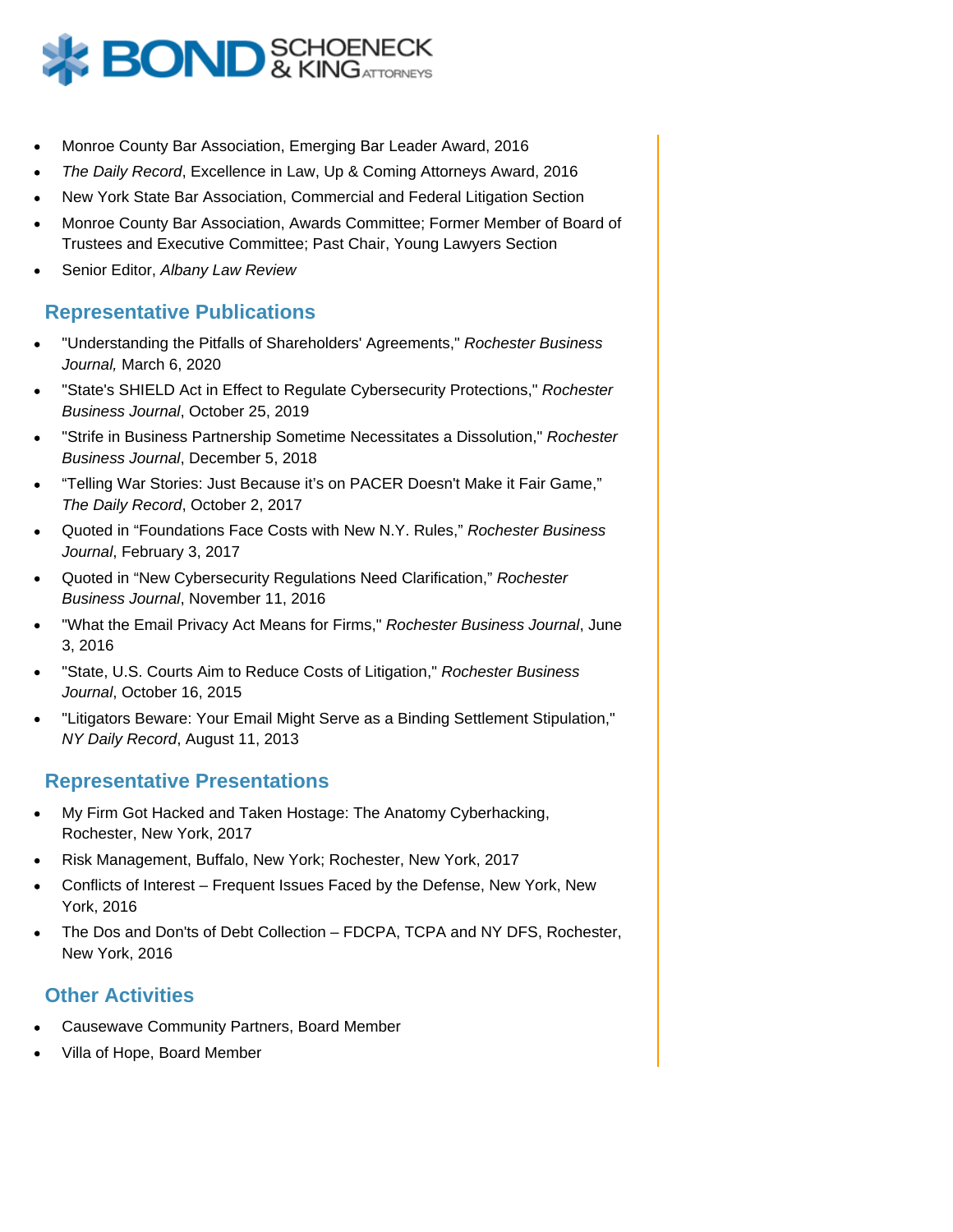- Monroe County Bar Association, Emerging Bar Leader Award, 2016
- *The Daily Record*, Excellence in Law, Up & Coming Attorneys Award, 2016
- New York State Bar Association, Commercial and Federal Litigation Section
- Monroe County Bar Association, Awards Committee; Former Member of Board of Trustees and Executive Committee; Past Chair, Young Lawyers Section
- Senior Editor, *Albany Law Review*

## Representative Publications

- "Understanding the Pitfalls of Shareholders' Agreements," *Rochester Business Journal,* March 6, 2020
- "State's SHIELD Act in Effect to Regulate Cybersecurity Protections," *Rochester Business Journal*, October 25, 2019
- "Strife in Business Partnership Sometime Necessitates a Dissolution," *Rochester Business Journal*, December 5, 2018
- "Telling War Stories: Just Because it's on PACER Doesn't Make it Fair Game," *The Daily Record*, October 2, 2017
- Quoted in "Foundations Face Costs with New N.Y. Rules," *Rochester Business Journal*, February 3, 2017
- Quoted in "New Cybersecurity Regulations Need Clarification," *Rochester Business Journal*, November 11, 2016
- "What the Email Privacy Act Means for Firms," *Rochester Business Journal*, June 3, 2016
- "State, U.S. Courts Aim to Reduce Costs of Litigation," *Rochester Business Journal*, October 16, 2015
- "Litigators Beware: Your Email Might Serve as a Binding Settlement Stipulation," *NY Daily Record*, August 11, 2013

## Representative Presentations

- My Firm Got Hacked and Taken Hostage: The Anatomy Cyberhacking, Rochester, New York, 2017
- Risk Management, Buffalo, New York; Rochester, New York, 2017
- Conflicts of Interest – Frequent Issues Faced by the Defense, New York, New York, 2016
- The Dos and Don'ts of Debt Collection – FDCPA, TCPA and NY DFS, Rochester, New York, 2016

## Other Activities

- Causewave Community Partners, Board Member
- Villa of Hope, Board Member